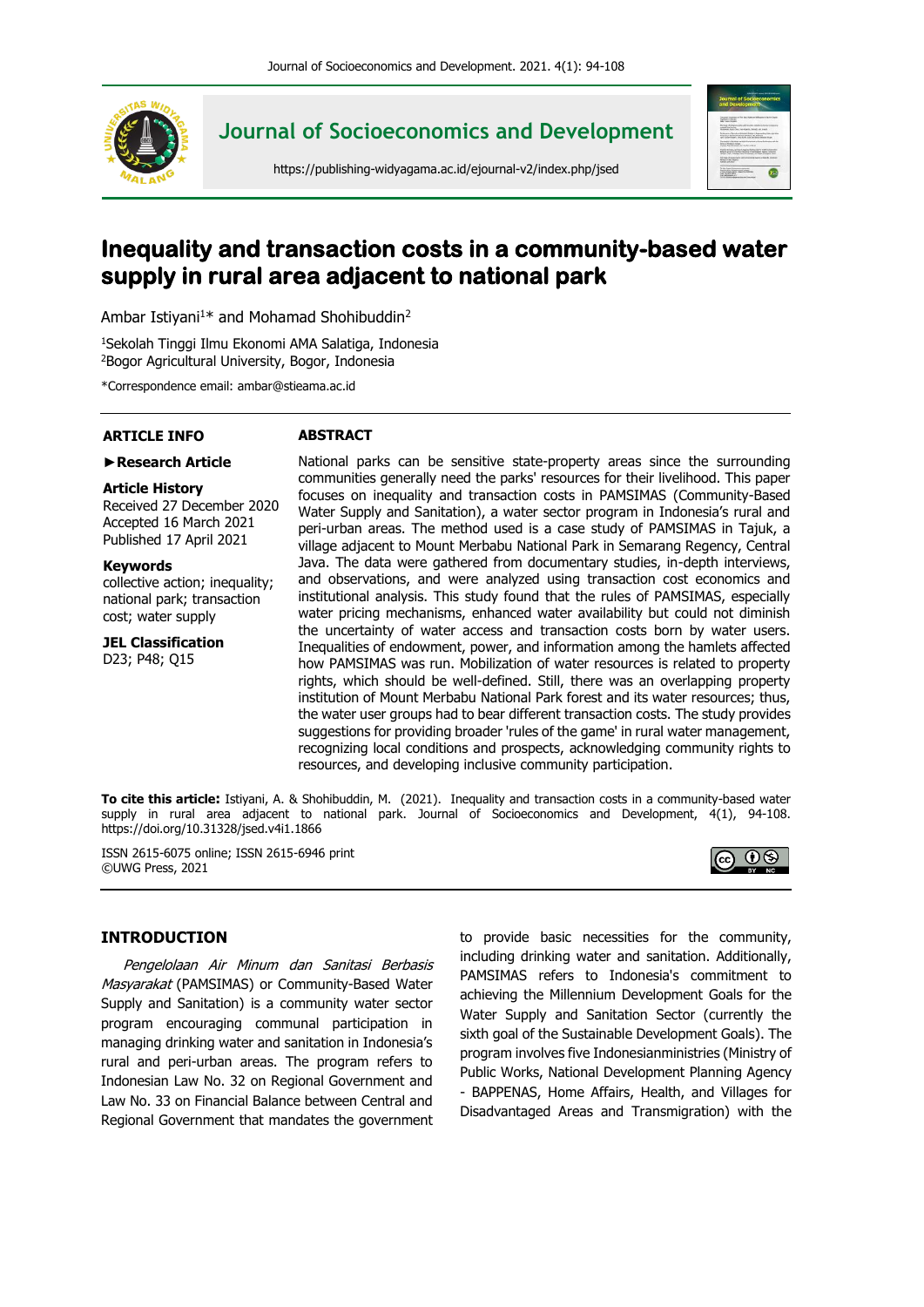# Inequality and transaction costs in a community-based water supply in rural area adjacent to national park

Ambar Istiyani[1]* and Mohamad Shohibuddin[2]

[1]Sekolah Tinggi Ilmu Ekonomi AMA Salatiga, Indonesia
[2]Bogor Agricultural University, Bogor, Indonesia

*Correspondence email: ambar@stieama.ac.id

**ARTICLE INFO**

►**Research Article**

**Article History**
Received 27 December 2020
Accepted 16 March 2021
Published 17 April 2021

**Keywords**
collective action; inequality; national park; transaction cost; water supply

**JEL Classification**
D23; P48; Q15

**ABSTRACT**

National parks can be sensitive state-property areas since the surrounding communities generally need the parks' resources for their livelihood. This paper focuses on inequality and transaction costs in PAMSIMAS (Community-Based Water Supply and Sanitation), a water sector program in Indonesia's rural and peri-urban areas. The method used is a case study of PAMSIMAS in Tajuk, a village adjacent to Mount Merbabu National Park in Semarang Regency, Central Java. The data were gathered from documentary studies, in-depth interviews, and observations, and were analyzed using transaction cost economics and institutional analysis. This study found that the rules of PAMSIMAS, especially water pricing mechanisms, enhanced water availability but could not diminish the uncertainty of water access and transaction costs born by water users. Inequalities of endowment, power, and information among the hamlets affected how PAMSIMAS was run. Mobilization of water resources is related to property rights, which should be well-defined. Still, there was an overlapping property institution of Mount Merbabu National Park forest and its water resources; thus, the water user groups had to bear different transaction costs. The study provides suggestions for providing broader 'rules of the game' in rural water management, recognizing local conditions and prospects, acknowledging community rights to resources, and developing inclusive community participation.

**To cite this article:** Istiyani, A. & Shohibuddin, M. (2021). Inequality and transaction costs in a community-based water supply in rural area adjacent to national park. Journal of Socioeconomics and Development, 4(1), 94-108. https://doi.org/10.31328/jsed.v4i1.1866

ISSN 2615-6075 online; ISSN 2615-6946 print
©UWG Press, 2021

## INTRODUCTION

*Pengelolaan Air Minum dan Sanitasi Berbasis Masyarakat* (PAMSIMAS) or Community-Based Water Supply and Sanitation) is a community water sector program encouraging communal participation in managing drinking water and sanitation in Indonesia's rural and peri-urban areas. The program refers to Indonesian Law No. 32 on Regional Government and Law No. 33 on Financial Balance between Central and Regional Government that mandates the government to provide basic necessities for the community, including drinking water and sanitation. Additionally, PAMSIMAS refers to Indonesia's commitment to achieving the Millennium Development Goals for the Water Supply and Sanitation Sector (currently the sixth goal of the Sustainable Development Goals). The program involves five Indonesianministries (Ministry of Public Works, National Development Planning Agency - BAPPENAS, Home Affairs, Health, and Villages for Disadvantaged Areas and Transmigration) with the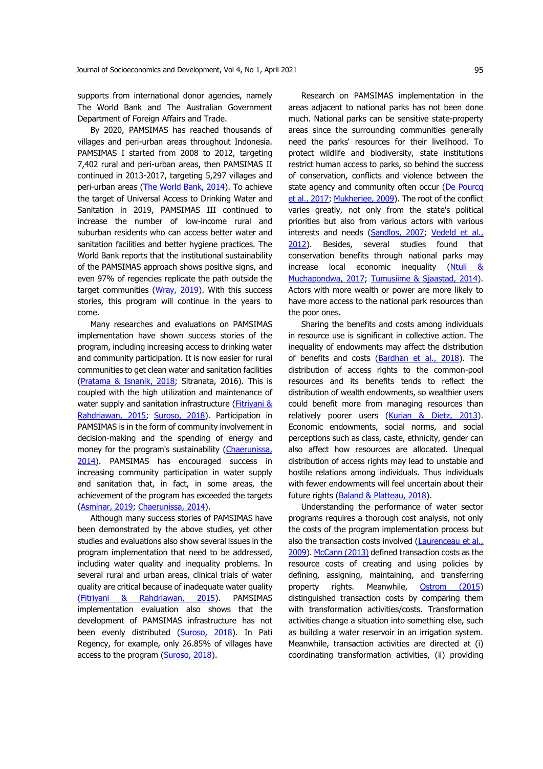supports from international donor agencies, namely The World Bank and The Australian Government Department of Foreign Affairs and Trade.

By 2020, PAMSIMAS has reached thousands of villages and peri-urban areas throughout Indonesia. PAMSIMAS I started from 2008 to 2012, targeting 7,402 rural and peri-urban areas, then PAMSIMAS II continued in 2013-2017, targeting 5,297 villages and peri-urban areas (The World Bank, 2014). To achieve the target of Universal Access to Drinking Water and Sanitation in 2019, PAMSIMAS III continued to increase the number of low-income rural and suburban residents who can access better water and sanitation facilities and better hygiene practices. The World Bank reports that the institutional sustainability of the PAMSIMAS approach shows positive signs, and even 97% of regencies replicate the path outside the target communities (Wray, 2019). With this success stories, this program will continue in the years to come.

Many researches and evaluations on PAMSIMAS implementation have shown success stories of the program, including increasing access to drinking water and community participation. It is now easier for rural communities to get clean water and sanitation facilities (Pratama & Isnanik, 2018; Sitranata, 2016). This is coupled with the high utilization and maintenance of water supply and sanitation infrastructure (Fitriyani & Rahdriawan, 2015; Suroso, 2018). Participation in PAMSIMAS is in the form of community involvement in decision-making and the spending of energy and money for the program's sustainability (Chaerunissa, 2014). PAMSIMAS has encouraged success in increasing community participation in water supply and sanitation that, in fact, in some areas, the achievement of the program has exceeded the targets (Asminar, 2019; Chaerunissa, 2014).

Although many success stories of PAMSIMAS have been demonstrated by the above studies, yet other studies and evaluations also show several issues in the program implementation that need to be addressed, including water quality and inequality problems. In several rural and urban areas, clinical trials of water quality are critical because of inadequate water quality (Fitriyani & Rahdriawan, 2015). PAMSIMAS implementation evaluation also shows that the development of PAMSIMAS infrastructure has not been evenly distributed (Suroso, 2018). In Pati Regency, for example, only 26.85% of villages have access to the program (Suroso, 2018).

Research on PAMSIMAS implementation in the areas adjacent to national parks has not been done much. National parks can be sensitive state-property areas since the surrounding communities generally need the parks' resources for their livelihood. To protect wildlife and biodiversity, state institutions restrict human access to parks, so behind the success of conservation, conflicts and violence between the state agency and community often occur (De Pourcq et al., 2017; Mukherjee, 2009). The root of the conflict varies greatly, not only from the state's political priorities but also from various actors with various interests and needs (Sandlos, 2007; Vedeld et al., 2012). Besides, several studies found that conservation benefits through national parks may increase local economic inequality (Ntuli & Muchapondwa, 2017; Tumusiime & Sjaastad, 2014). Actors with more wealth or power are more likely to have more access to the national park resources than the poor ones.

Sharing the benefits and costs among individuals in resource use is significant in collective action. The inequality of endowments may affect the distribution of benefits and costs (Bardhan et al., 2018). The distribution of access rights to the common-pool resources and its benefits tends to reflect the distribution of wealth endowments, so wealthier users could benefit more from managing resources than relatively poorer users (Kurian & Dietz, 2013). Economic endowments, social norms, and social perceptions such as class, caste, ethnicity, gender can also affect how resources are allocated. Unequal distribution of access rights may lead to unstable and hostile relations among individuals. Thus individuals with fewer endowments will feel uncertain about their future rights (Baland & Platteau, 2018).

Understanding the performance of water sector programs requires a thorough cost analysis, not only the costs of the program implementation process but also the transaction costs involved (Laurenceau et al., 2009). McCann (2013) defined transaction costs as the resource costs of creating and using policies by defining, assigning, maintaining, and transferring property rights. Meanwhile, Ostrom (2015) distinguished transaction costs by comparing them with transformation activities/costs. Transformation activities change a situation into something else, such as building a water reservoir in an irrigation system. Meanwhile, transaction activities are directed at (i) coordinating transformation activities, (ii) providing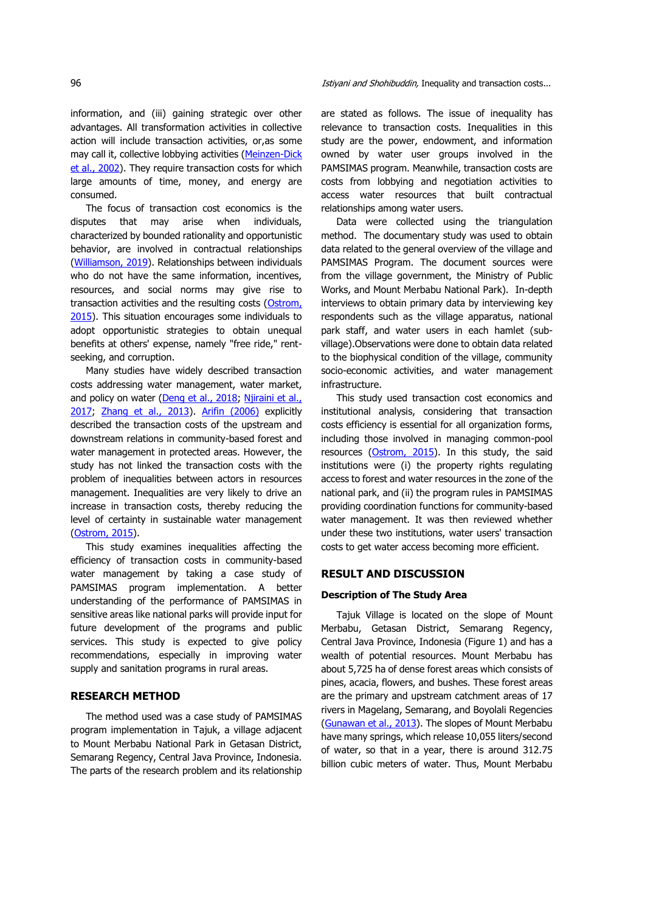information, and (iii) gaining strategic over other advantages. All transformation activities in collective action will include transaction activities, or,as some may call it, collective lobbying activities (Meinzen-Dick et al., 2002). They require transaction costs for which large amounts of time, money, and energy are consumed.

The focus of transaction cost economics is the disputes that may arise when individuals, characterized by bounded rationality and opportunistic behavior, are involved in contractual relationships (Williamson, 2019). Relationships between individuals who do not have the same information, incentives, resources, and social norms may give rise to transaction activities and the resulting costs (Ostrom, 2015). This situation encourages some individuals to adopt opportunistic strategies to obtain unequal benefits at others' expense, namely "free ride," rent-seeking, and corruption.

Many studies have widely described transaction costs addressing water management, water market, and policy on water (Deng et al., 2018; Njiraini et al., 2017; Zhang et al., 2013). Arifin (2006) explicitly described the transaction costs of the upstream and downstream relations in community-based forest and water management in protected areas. However, the study has not linked the transaction costs with the problem of inequalities between actors in resources management. Inequalities are very likely to drive an increase in transaction costs, thereby reducing the level of certainty in sustainable water management (Ostrom, 2015).

This study examines inequalities affecting the efficiency of transaction costs in community-based water management by taking a case study of PAMSIMAS program implementation. A better understanding of the performance of PAMSIMAS in sensitive areas like national parks will provide input for future development of the programs and public services. This study is expected to give policy recommendations, especially in improving water supply and sanitation programs in rural areas.

## RESEARCH METHOD

The method used was a case study of PAMSIMAS program implementation in Tajuk, a village adjacent to Mount Merbabu National Park in Getasan District, Semarang Regency, Central Java Province, Indonesia. The parts of the research problem and its relationship are stated as follows. The issue of inequality has relevance to transaction costs. Inequalities in this study are the power, endowment, and information owned by water user groups involved in the PAMSIMAS program. Meanwhile, transaction costs are costs from lobbying and negotiation activities to access water resources that built contractual relationships among water users.

Data were collected using the triangulation method. The documentary study was used to obtain data related to the general overview of the village and PAMSIMAS Program. The document sources were from the village government, the Ministry of Public Works, and Mount Merbabu National Park). In-depth interviews to obtain primary data by interviewing key respondents such as the village apparatus, national park staff, and water users in each hamlet (sub-village).Observations were done to obtain data related to the biophysical condition of the village, community socio-economic activities, and water management infrastructure.

This study used transaction cost economics and institutional analysis, considering that transaction costs efficiency is essential for all organization forms, including those involved in managing common-pool resources (Ostrom, 2015). In this study, the said institutions were (i) the property rights regulating access to forest and water resources in the zone of the national park, and (ii) the program rules in PAMSIMAS providing coordination functions for community-based water management. It was then reviewed whether under these two institutions, water users' transaction costs to get water access becoming more efficient.

## RESULT AND DISCUSSION

### Description of The Study Area

Tajuk Village is located on the slope of Mount Merbabu, Getasan District, Semarang Regency, Central Java Province, Indonesia (Figure 1) and has a wealth of potential resources. Mount Merbabu has about 5,725 ha of dense forest areas which consists of pines, acacia, flowers, and bushes. These forest areas are the primary and upstream catchment areas of 17 rivers in Magelang, Semarang, and Boyolali Regencies (Gunawan et al., 2013). The slopes of Mount Merbabu have many springs, which release 10,055 liters/second of water, so that in a year, there is around 312.75 billion cubic meters of water. Thus, Mount Merbabu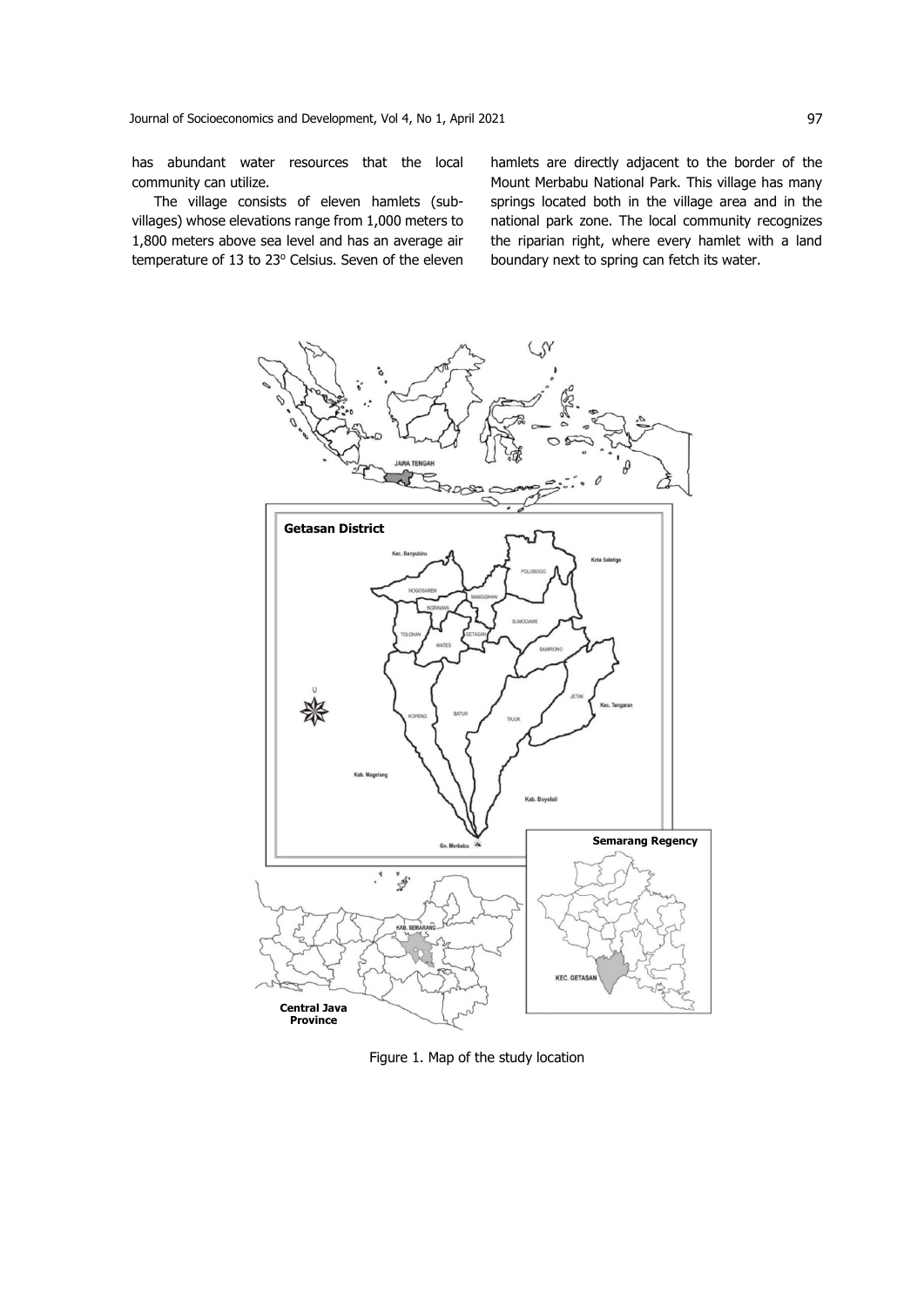has abundant water resources that the local community can utilize.

The village consists of eleven hamlets (sub-villages) whose elevations range from 1,000 meters to 1,800 meters above sea level and has an average air temperature of 13 to 23° Celsius. Seven of the eleven hamlets are directly adjacent to the border of the Mount Merbabu National Park. This village has many springs located both in the village area and in the national park zone. The local community recognizes the riparian right, where every hamlet with a land boundary next to spring can fetch its water.

Figure 1. Map of the study location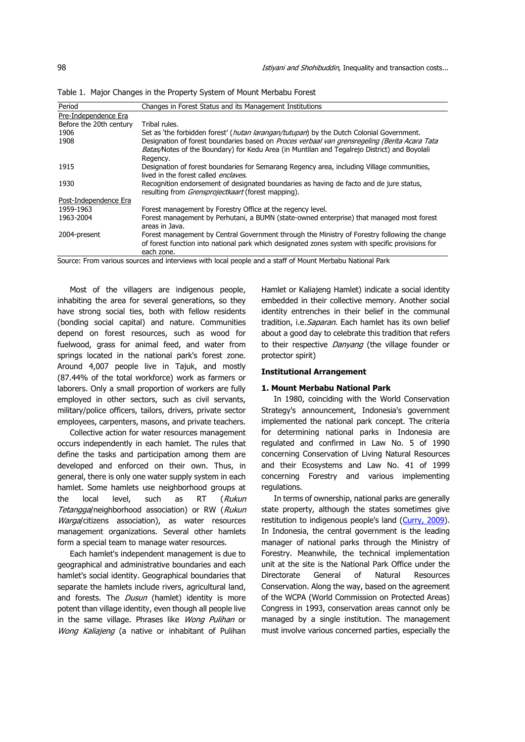Table 1. Major Changes in the Property System of Mount Merbabu Forest

| Period | Changes in Forest Status and its Management Institutions |
|---|---|
| Pre-Independence Era | |
| Before the 20th century | Tribal rules. |
| 1906 | Set as 'the forbidden forest' (*hutan larangan/tutupan*) by the Dutch Colonial Government. |
| 1908 | Designation of forest boundaries based on *Proces verbaal van grensregeling (Berita Acara Tata Batas/*Notes of the Boundary) for Kedu Area (in Muntilan and Tegalrejo District) and Boyolali Regency. |
| 1915 | Designation of forest boundaries for Semarang Regency area, including Village communities, lived in the forest called *enclaves*. |
| 1930 | Recognition endorsement of designated boundaries as having de facto and de jure status, resulting from *Grensprojectkaart* (forest mapping). |
| Post-Independence Era | |
| 1959-1963 | Forest management by Forestry Office at the regency level. |
| 1963-2004 | Forest management by Perhutani, a BUMN (state-owned enterprise) that managed most forest areas in Java. |
| 2004-present | Forest management by Central Government through the Ministry of Forestry following the change of forest function into national park which designated zones system with specific provisions for each zone. |

Source: From various sources and interviews with local people and a staff of Mount Merbabu National Park

Most of the villagers are indigenous people, inhabiting the area for several generations, so they have strong social ties, both with fellow residents (bonding social capital) and nature. Communities depend on forest resources, such as wood for fuelwood, grass for animal feed, and water from springs located in the national park's forest zone. Around 4,007 people live in Tajuk, and mostly (87.44% of the total workforce) work as farmers or laborers. Only a small proportion of workers are fully employed in other sectors, such as civil servants, military/police officers, tailors, drivers, private sector employees, carpenters, masons, and private teachers.

Collective action for water resources management occurs independently in each hamlet. The rules that define the tasks and participation among them are developed and enforced on their own. Thus, in general, there is only one water supply system in each hamlet. Some hamlets use neighborhood groups at the local level, such as RT (*Rukun Tetangga*/neighborhood association) or RW (*Rukun Warga*/citizens association), as water resources management organizations. Several other hamlets form a special team to manage water resources.

Each hamlet's independent management is due to geographical and administrative boundaries and each hamlet's social identity. Geographical boundaries that separate the hamlets include rivers, agricultural land, and forests. The *Dusun* (hamlet) identity is more potent than village identity, even though all people live in the same village. Phrases like *Wong Pulihan* or *Wong Kaliajeng* (a native or inhabitant of Pulihan Hamlet or Kaliajeng Hamlet) indicate a social identity embedded in their collective memory. Another social identity entrenches in their belief in the communal tradition, i.e. *Saparan*. Each hamlet has its own belief about a good day to celebrate this tradition that refers to their respective *Danyang* (the village founder or protector spirit)

### Institutional Arrangement

#### 1. Mount Merbabu National Park

In 1980, coinciding with the World Conservation Strategy's announcement, Indonesia's government implemented the national park concept. The criteria for determining national parks in Indonesia are regulated and confirmed in Law No. 5 of 1990 concerning Conservation of Living Natural Resources and their Ecosystems and Law No. 41 of 1999 concerning Forestry and various implementing regulations.

In terms of ownership, national parks are generally state property, although the states sometimes give restitution to indigenous people's land (Curry, 2009). In Indonesia, the central government is the leading manager of national parks through the Ministry of Forestry. Meanwhile, the technical implementation unit at the site is the National Park Office under the Directorate General of Natural Resources Conservation. Along the way, based on the agreement of the WCPA (World Commission on Protected Areas) Congress in 1993, conservation areas cannot only be managed by a single institution. The management must involve various concerned parties, especially the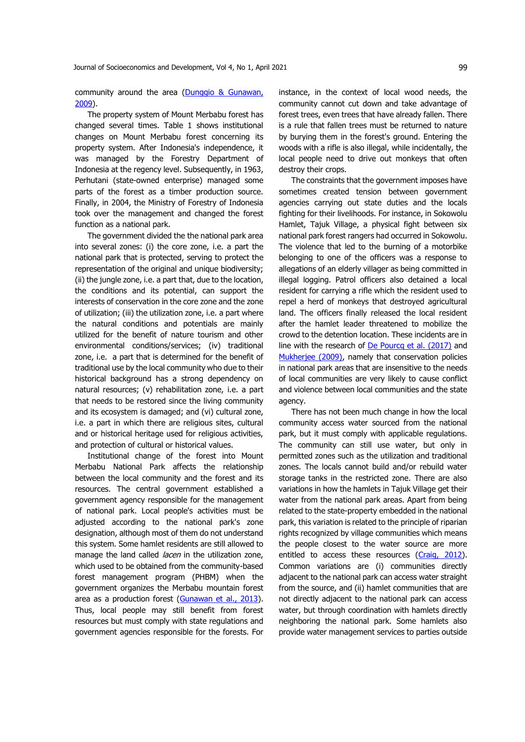community around the area (Dunggio & Gunawan, 2009).

The property system of Mount Merbabu forest has changed several times. Table 1 shows institutional changes on Mount Merbabu forest concerning its property system. After Indonesia's independence, it was managed by the Forestry Department of Indonesia at the regency level. Subsequently, in 1963, Perhutani (state-owned enterprise) managed some parts of the forest as a timber production source. Finally, in 2004, the Ministry of Forestry of Indonesia took over the management and changed the forest function as a national park.

The government divided the the national park area into several zones: (i) the core zone, i.e. a part the national park that is protected, serving to protect the representation of the original and unique biodiversity; (ii) the jungle zone, i.e. a part that, due to the location, the conditions and its potential, can support the interests of conservation in the core zone and the zone of utilization; (iii) the utilization zone, i.e. a part where the natural conditions and potentials are mainly utilized for the benefit of nature tourism and other environmental conditions/services; (iv) traditional zone, i.e. a part that is determined for the benefit of traditional use by the local community who due to their historical background has a strong dependency on natural resources; (v) rehabilitation zone, i.e. a part that needs to be restored since the living community and its ecosystem is damaged; and (vi) cultural zone, i.e. a part in which there are religious sites, cultural and or historical heritage used for religious activities, and protection of cultural or historical values.

Institutional change of the forest into Mount Merbabu National Park affects the relationship between the local community and the forest and its resources. The central government established a government agency responsible for the management of national park. Local people's activities must be adjusted according to the national park's zone designation, although most of them do not understand this system. Some hamlet residents are still allowed to manage the land called *lacen* in the utilization zone, which used to be obtained from the community-based forest management program (PHBM) when the government organizes the Merbabu mountain forest area as a production forest (Gunawan et al., 2013). Thus, local people may still benefit from forest resources but must comply with state regulations and government agencies responsible for the forests. For instance, in the context of local wood needs, the community cannot cut down and take advantage of forest trees, even trees that have already fallen. There is a rule that fallen trees must be returned to nature by burying them in the forest's ground. Entering the woods with a rifle is also illegal, while incidentally, the local people need to drive out monkeys that often destroy their crops.

The constraints that the government imposes have sometimes created tension between government agencies carrying out state duties and the locals fighting for their livelihoods. For instance, in Sokowolu Hamlet, Tajuk Village, a physical fight between six national park forest rangers had occurred in Sokowolu. The violence that led to the burning of a motorbike belonging to one of the officers was a response to allegations of an elderly villager as being committed in illegal logging. Patrol officers also detained a local resident for carrying a rifle which the resident used to repel a herd of monkeys that destroyed agricultural land. The officers finally released the local resident after the hamlet leader threatened to mobilize the crowd to the detention location. These incidents are in line with the research of De Pourcq et al. (2017) and Mukherjee (2009), namely that conservation policies in national park areas that are insensitive to the needs of local communities are very likely to cause conflict and violence between local communities and the state agency.

There has not been much change in how the local community access water sourced from the national park, but it must comply with applicable regulations. The community can still use water, but only in permitted zones such as the utilization and traditional zones. The locals cannot build and/or rebuild water storage tanks in the restricted zone. There are also variations in how the hamlets in Tajuk Village get their water from the national park areas. Apart from being related to the state-property embedded in the national park, this variation is related to the principle of riparian rights recognized by village communities which means the people closest to the water source are more entitled to access these resources (Craig, 2012). Common variations are (i) communities directly adjacent to the national park can access water straight from the source, and (ii) hamlet communities that are not directly adjacent to the national park can access water, but through coordination with hamlets directly neighboring the national park. Some hamlets also provide water management services to parties outside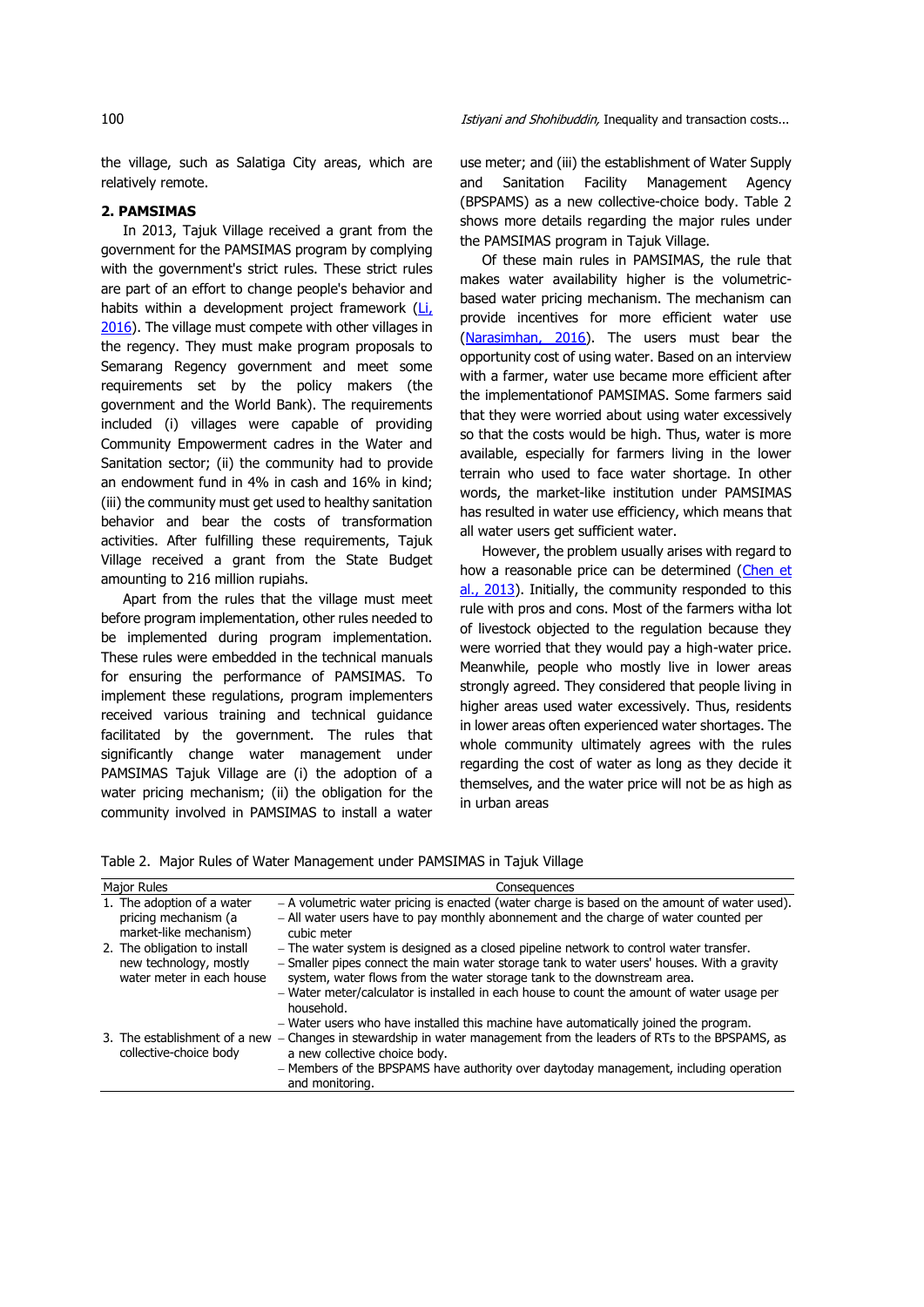the village, such as Salatiga City areas, which are relatively remote.

**2. PAMSIMAS**

In 2013, Tajuk Village received a grant from the government for the PAMSIMAS program by complying with the government's strict rules. These strict rules are part of an effort to change people's behavior and habits within a development project framework (Li, 2016). The village must compete with other villages in the regency. They must make program proposals to Semarang Regency government and meet some requirements set by the policy makers (the government and the World Bank). The requirements included (i) villages were capable of providing Community Empowerment cadres in the Water and Sanitation sector; (ii) the community had to provide an endowment fund in 4% in cash and 16% in kind; (iii) the community must get used to healthy sanitation behavior and bear the costs of transformation activities. After fulfilling these requirements, Tajuk Village received a grant from the State Budget amounting to 216 million rupiahs.

Apart from the rules that the village must meet before program implementation, other rules needed to be implemented during program implementation. These rules were embedded in the technical manuals for ensuring the performance of PAMSIMAS. To implement these regulations, program implementers received various training and technical guidance facilitated by the government. The rules that significantly change water management under PAMSIMAS Tajuk Village are (i) the adoption of a water pricing mechanism; (ii) the obligation for the community involved in PAMSIMAS to install a water use meter; and (iii) the establishment of Water Supply and Sanitation Facility Management Agency (BPSPAMS) as a new collective-choice body. Table 2 shows more details regarding the major rules under the PAMSIMAS program in Tajuk Village.

Of these main rules in PAMSIMAS, the rule that makes water availability higher is the volumetric-based water pricing mechanism. The mechanism can provide incentives for more efficient water use (Narasimhan, 2016). The users must bear the opportunity cost of using water. Based on an interview with a farmer, water use became more efficient after the implementationof PAMSIMAS. Some farmers said that they were worried about using water excessively so that the costs would be high. Thus, water is more available, especially for farmers living in the lower terrain who used to face water shortage. In other words, the market-like institution under PAMSIMAS has resulted in water use efficiency, which means that all water users get sufficient water.

However, the problem usually arises with regard to how a reasonable price can be determined (Chen et al., 2013). Initially, the community responded to this rule with pros and cons. Most of the farmers witha lot of livestock objected to the regulation because they were worried that they would pay a high-water price. Meanwhile, people who mostly live in lower areas strongly agreed. They considered that people living in higher areas used water excessively. Thus, residents in lower areas often experienced water shortages. The whole community ultimately agrees with the rules regarding the cost of water as long as they decide it themselves, and the water price will not be as high as in urban areas

Table 2. Major Rules of Water Management under PAMSIMAS in Tajuk Village

| Major Rules | Consequences |
|---|---|
| 1. The adoption of a water pricing mechanism (a market-like mechanism) | – A volumetric water pricing is enacted (water charge is based on the amount of water used).<br>– All water users have to pay monthly abonnement and the charge of water counted per cubic meter |
| 2. The obligation to install new technology, mostly water meter in each house | – The water system is designed as a closed pipeline network to control water transfer.<br>– Smaller pipes connect the main water storage tank to water users' houses. With a gravity system, water flows from the water storage tank to the downstream area.<br>– Water meter/calculator is installed in each house to count the amount of water usage per household.<br>– Water users who have installed this machine have automatically joined the program. |
| 3. The establishment of a new collective-choice body | – Changes in stewardship in water management from the leaders of RTs to the BPSPAMS, as a new collective choice body.<br>– Members of the BPSPAMS have authority over daytoday management, including operation and monitoring. |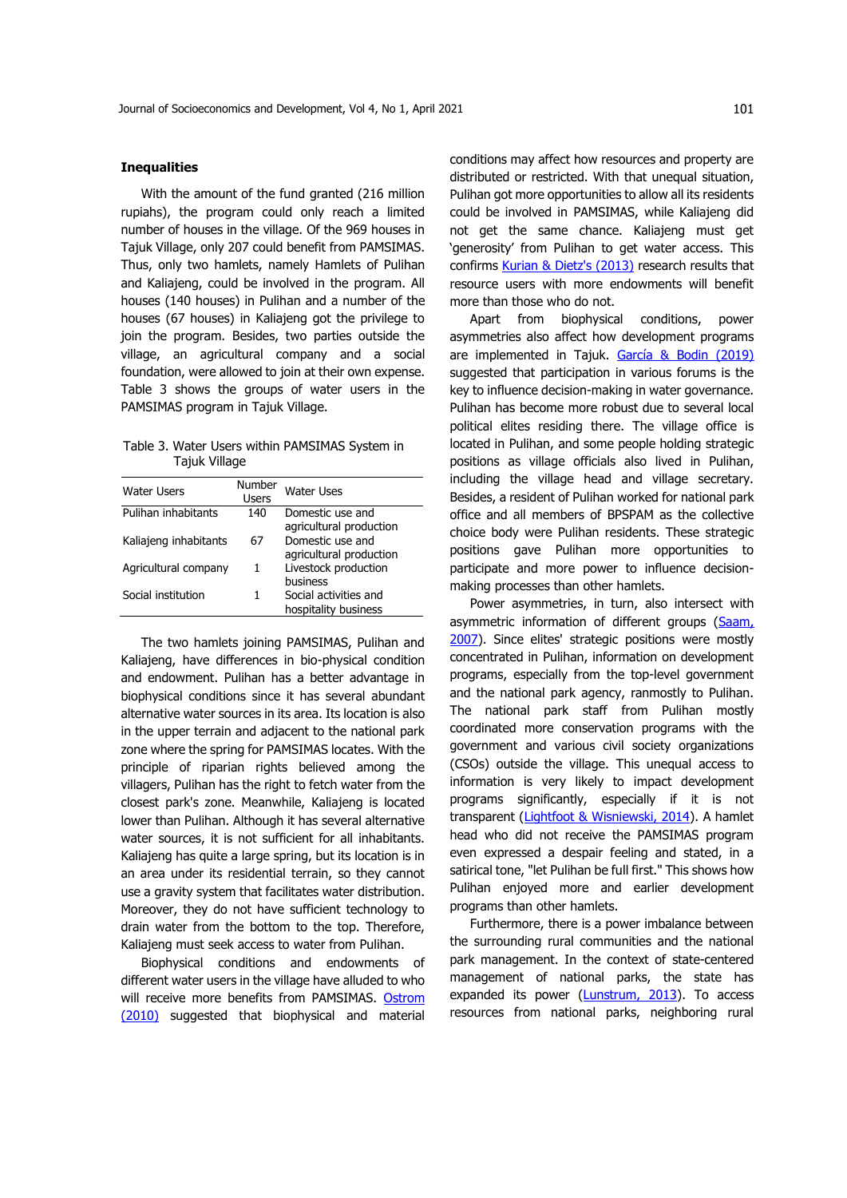**Inequalities**

With the amount of the fund granted (216 million rupiahs), the program could only reach a limited number of houses in the village. Of the 969 houses in Tajuk Village, only 207 could benefit from PAMSIMAS. Thus, only two hamlets, namely Hamlets of Pulihan and Kaliajeng, could be involved in the program. All houses (140 houses) in Pulihan and a number of the houses (67 houses) in Kaliajeng got the privilege to join the program. Besides, two parties outside the village, an agricultural company and a social foundation, were allowed to join at their own expense. Table 3 shows the groups of water users in the PAMSIMAS program in Tajuk Village.

Table 3. Water Users within PAMSIMAS System in Tajuk Village

| Water Users | Number Users | Water Uses |
|---|---|---|
| Pulihan inhabitants | 140 | Domestic use and agricultural production |
| Kaliajeng inhabitants | 67 | Domestic use and agricultural production |
| Agricultural company | 1 | Livestock production business |
| Social institution | 1 | Social activities and hospitality business |

The two hamlets joining PAMSIMAS, Pulihan and Kaliajeng, have differences in bio-physical condition and endowment. Pulihan has a better advantage in biophysical conditions since it has several abundant alternative water sources in its area. Its location is also in the upper terrain and adjacent to the national park zone where the spring for PAMSIMAS locates. With the principle of riparian rights believed among the villagers, Pulihan has the right to fetch water from the closest park's zone. Meanwhile, Kaliajeng is located lower than Pulihan. Although it has several alternative water sources, it is not sufficient for all inhabitants. Kaliajeng has quite a large spring, but its location is in an area under its residential terrain, so they cannot use a gravity system that facilitates water distribution. Moreover, they do not have sufficient technology to drain water from the bottom to the top. Therefore, Kaliajeng must seek access to water from Pulihan.

Biophysical conditions and endowments of different water users in the village have alluded to who will receive more benefits from PAMSIMAS. Ostrom (2010) suggested that biophysical and material conditions may affect how resources and property are distributed or restricted. With that unequal situation, Pulihan got more opportunities to allow all its residents could be involved in PAMSIMAS, while Kaliajeng did not get the same chance. Kaliajeng must get 'generosity' from Pulihan to get water access. This confirms Kurian & Dietz's (2013) research results that resource users with more endowments will benefit more than those who do not.

Apart from biophysical conditions, power asymmetries also affect how development programs are implemented in Tajuk. García & Bodin (2019) suggested that participation in various forums is the key to influence decision-making in water governance. Pulihan has become more robust due to several local political elites residing there. The village office is located in Pulihan, and some people holding strategic positions as village officials also lived in Pulihan, including the village head and village secretary. Besides, a resident of Pulihan worked for national park office and all members of BPSPAM as the collective choice body were Pulihan residents. These strategic positions gave Pulihan more opportunities to participate and more power to influence decision-making processes than other hamlets.

Power asymmetries, in turn, also intersect with asymmetric information of different groups (Saam, 2007). Since elites' strategic positions were mostly concentrated in Pulihan, information on development programs, especially from the top-level government and the national park agency, ranmostly to Pulihan. The national park staff from Pulihan mostly coordinated more conservation programs with the government and various civil society organizations (CSOs) outside the village. This unequal access to information is very likely to impact development programs significantly, especially if it is not transparent (Lightfoot & Wisniewski, 2014). A hamlet head who did not receive the PAMSIMAS program even expressed a despair feeling and stated, in a satirical tone, "let Pulihan be full first." This shows how Pulihan enjoyed more and earlier development programs than other hamlets.

Furthermore, there is a power imbalance between the surrounding rural communities and the national park management. In the context of state-centered management of national parks, the state has expanded its power (Lunstrum, 2013). To access resources from national parks, neighboring rural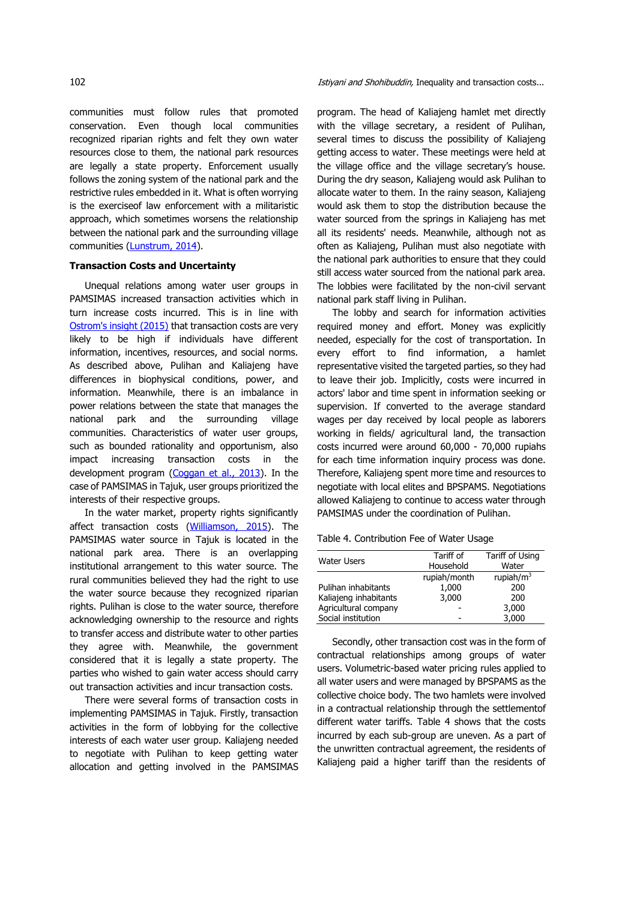communities must follow rules that promoted conservation. Even though local communities recognized riparian rights and felt they own water resources close to them, the national park resources are legally a state property. Enforcement usually follows the zoning system of the national park and the restrictive rules embedded in it. What is often worrying is the exerciseof law enforcement with a militaristic approach, which sometimes worsens the relationship between the national park and the surrounding village communities (Lunstrum, 2014).

### Transaction Costs and Uncertainty

Unequal relations among water user groups in PAMSIMAS increased transaction activities which in turn increase costs incurred. This is in line with Ostrom's insight (2015) that transaction costs are very likely to be high if individuals have different information, incentives, resources, and social norms. As described above, Pulihan and Kaliajeng have differences in biophysical conditions, power, and information. Meanwhile, there is an imbalance in power relations between the state that manages the national park and the surrounding village communities. Characteristics of water user groups, such as bounded rationality and opportunism, also impact increasing transaction costs in the development program (Coggan et al., 2013). In the case of PAMSIMAS in Tajuk, user groups prioritized the interests of their respective groups.

In the water market, property rights significantly affect transaction costs (Williamson, 2015). The PAMSIMAS water source in Tajuk is located in the national park area. There is an overlapping institutional arrangement to this water source. The rural communities believed they had the right to use the water source because they recognized riparian rights. Pulihan is close to the water source, therefore acknowledging ownership to the resource and rights to transfer access and distribute water to other parties they agree with. Meanwhile, the government considered that it is legally a state property. The parties who wished to gain water access should carry out transaction activities and incur transaction costs.

There were several forms of transaction costs in implementing PAMSIMAS in Tajuk. Firstly, transaction activities in the form of lobbying for the collective interests of each water user group. Kaliajeng needed to negotiate with Pulihan to keep getting water allocation and getting involved in the PAMSIMAS program. The head of Kaliajeng hamlet met directly with the village secretary, a resident of Pulihan, several times to discuss the possibility of Kaliajeng getting access to water. These meetings were held at the village office and the village secretary's house. During the dry season, Kaliajeng would ask Pulihan to allocate water to them. In the rainy season, Kaliajeng would ask them to stop the distribution because the water sourced from the springs in Kaliajeng has met all its residents' needs. Meanwhile, although not as often as Kaliajeng, Pulihan must also negotiate with the national park authorities to ensure that they could still access water sourced from the national park area. The lobbies were facilitated by the non-civil servant national park staff living in Pulihan.

The lobby and search for information activities required money and effort. Money was explicitly needed, especially for the cost of transportation. In every effort to find information, a hamlet representative visited the targeted parties, so they had to leave their job. Implicitly, costs were incurred in actors' labor and time spent in information seeking or supervision. If converted to the average standard wages per day received by local people as laborers working in fields/ agricultural land, the transaction costs incurred were around 60,000 - 70,000 rupiahs for each time information inquiry process was done. Therefore, Kaliajeng spent more time and resources to negotiate with local elites and BPSPAMS. Negotiations allowed Kaliajeng to continue to access water through PAMSIMAS under the coordination of Pulihan.

Table 4. Contribution Fee of Water Usage

| Water Users | Tariff of Household | Tariff of Using Water |
|---|---|---|
| | rupiah/month | rupiah/m$^3$ |
| Pulihan inhabitants | 1,000 | 200 |
| Kaliajeng inhabitants | 3,000 | 200 |
| Agricultural company | - | 3,000 |
| Social institution | - | 3,000 |

Secondly, other transaction cost was in the form of contractual relationships among groups of water users. Volumetric-based water pricing rules applied to all water users and were managed by BPSPAMS as the collective choice body. The two hamlets were involved in a contractual relationship through the settlementof different water tariffs. Table 4 shows that the costs incurred by each sub-group are uneven. As a part of the unwritten contractual agreement, the residents of Kaliajeng paid a higher tariff than the residents of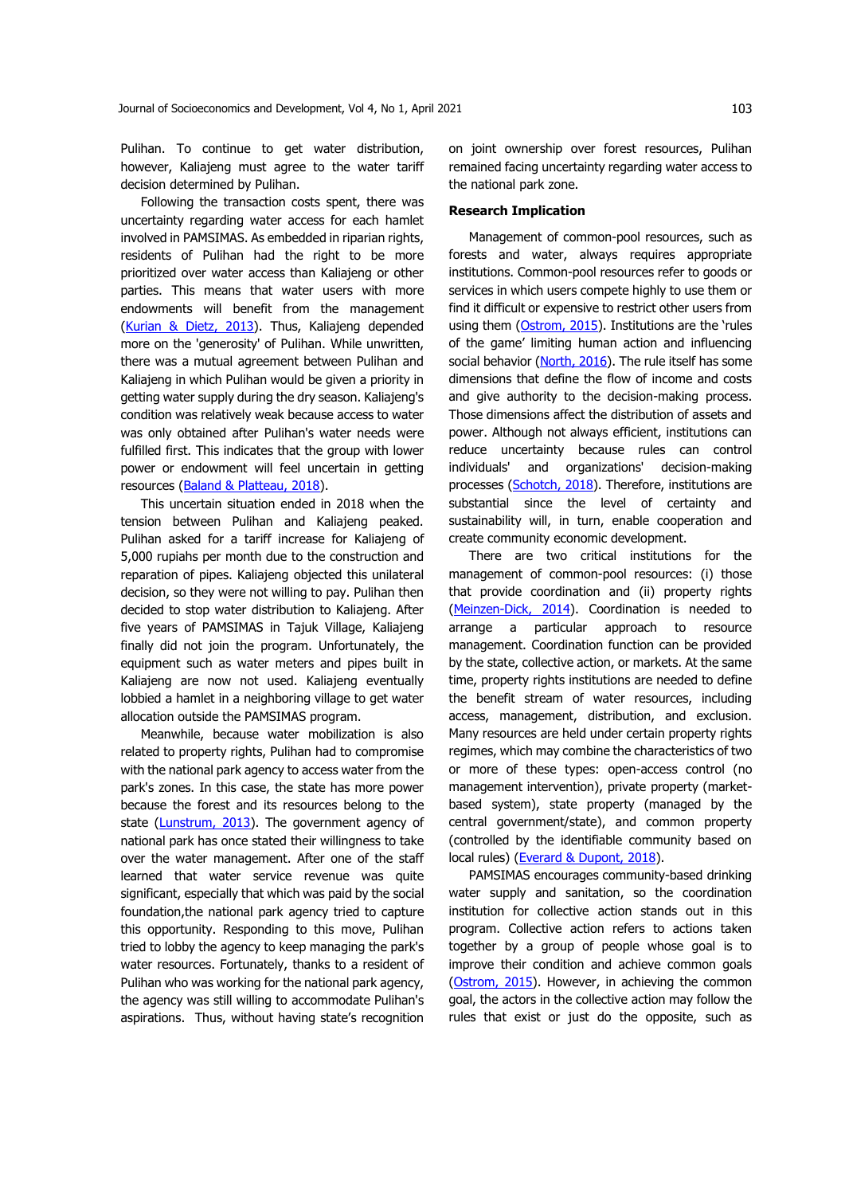Pulihan. To continue to get water distribution, however, Kaliajeng must agree to the water tariff decision determined by Pulihan.

Following the transaction costs spent, there was uncertainty regarding water access for each hamlet involved in PAMSIMAS. As embedded in riparian rights, residents of Pulihan had the right to be more prioritized over water access than Kaliajeng or other parties. This means that water users with more endowments will benefit from the management (Kurian & Dietz, 2013). Thus, Kaliajeng depended more on the 'generosity' of Pulihan. While unwritten, there was a mutual agreement between Pulihan and Kaliajeng in which Pulihan would be given a priority in getting water supply during the dry season. Kaliajeng's condition was relatively weak because access to water was only obtained after Pulihan's water needs were fulfilled first. This indicates that the group with lower power or endowment will feel uncertain in getting resources (Baland & Platteau, 2018).

This uncertain situation ended in 2018 when the tension between Pulihan and Kaliajeng peaked. Pulihan asked for a tariff increase for Kaliajeng of 5,000 rupiahs per month due to the construction and reparation of pipes. Kaliajeng objected this unilateral decision, so they were not willing to pay. Pulihan then decided to stop water distribution to Kaliajeng. After five years of PAMSIMAS in Tajuk Village, Kaliajeng finally did not join the program. Unfortunately, the equipment such as water meters and pipes built in Kaliajeng are now not used. Kaliajeng eventually lobbied a hamlet in a neighboring village to get water allocation outside the PAMSIMAS program.

Meanwhile, because water mobilization is also related to property rights, Pulihan had to compromise with the national park agency to access water from the park's zones. In this case, the state has more power because the forest and its resources belong to the state (Lunstrum, 2013). The government agency of national park has once stated their willingness to take over the water management. After one of the staff learned that water service revenue was quite significant, especially that which was paid by the social foundation,the national park agency tried to capture this opportunity. Responding to this move, Pulihan tried to lobby the agency to keep managing the park's water resources. Fortunately, thanks to a resident of Pulihan who was working for the national park agency, the agency was still willing to accommodate Pulihan's aspirations. Thus, without having state's recognition on joint ownership over forest resources, Pulihan remained facing uncertainty regarding water access to the national park zone.

## Research Implication

Management of common-pool resources, such as forests and water, always requires appropriate institutions. Common-pool resources refer to goods or services in which users compete highly to use them or find it difficult or expensive to restrict other users from using them (Ostrom, 2015). Institutions are the 'rules of the game' limiting human action and influencing social behavior (North, 2016). The rule itself has some dimensions that define the flow of income and costs and give authority to the decision-making process. Those dimensions affect the distribution of assets and power. Although not always efficient, institutions can reduce uncertainty because rules can control individuals' and organizations' decision-making processes (Schotch, 2018). Therefore, institutions are substantial since the level of certainty and sustainability will, in turn, enable cooperation and create community economic development.

There are two critical institutions for the management of common-pool resources: (i) those that provide coordination and (ii) property rights (Meinzen-Dick, 2014). Coordination is needed to arrange a particular approach to resource management. Coordination function can be provided by the state, collective action, or markets. At the same time, property rights institutions are needed to define the benefit stream of water resources, including access, management, distribution, and exclusion. Many resources are held under certain property rights regimes, which may combine the characteristics of two or more of these types: open-access control (no management intervention), private property (market-based system), state property (managed by the central government/state), and common property (controlled by the identifiable community based on local rules) (Everard & Dupont, 2018).

PAMSIMAS encourages community-based drinking water supply and sanitation, so the coordination institution for collective action stands out in this program. Collective action refers to actions taken together by a group of people whose goal is to improve their condition and achieve common goals (Ostrom, 2015). However, in achieving the common goal, the actors in the collective action may follow the rules that exist or just do the opposite, such as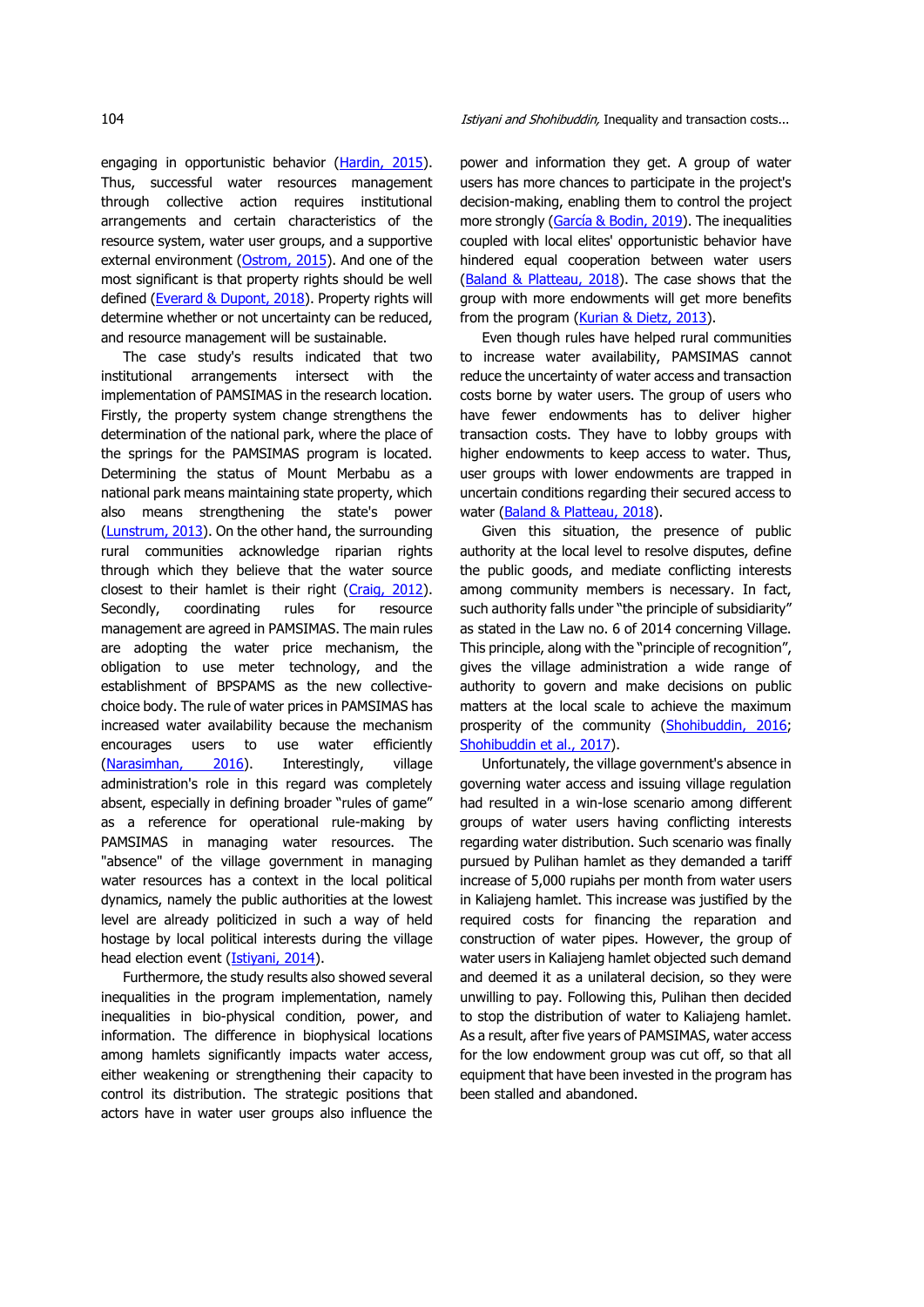engaging in opportunistic behavior (Hardin, 2015). Thus, successful water resources management through collective action requires institutional arrangements and certain characteristics of the resource system, water user groups, and a supportive external environment (Ostrom, 2015). And one of the most significant is that property rights should be well defined (Everard & Dupont, 2018). Property rights will determine whether or not uncertainty can be reduced, and resource management will be sustainable.

The case study's results indicated that two institutional arrangements intersect with the implementation of PAMSIMAS in the research location. Firstly, the property system change strengthens the determination of the national park, where the place of the springs for the PAMSIMAS program is located. Determining the status of Mount Merbabu as a national park means maintaining state property, which also means strengthening the state's power (Lunstrum, 2013). On the other hand, the surrounding rural communities acknowledge riparian rights through which they believe that the water source closest to their hamlet is their right (Craig, 2012). Secondly, coordinating rules for resource management are agreed in PAMSIMAS. The main rules are adopting the water price mechanism, the obligation to use meter technology, and the establishment of BPSPAMS as the new collective-choice body. The rule of water prices in PAMSIMAS has increased water availability because the mechanism encourages users to use water efficiently (Narasimhan, 2016). Interestingly, village administration's role in this regard was completely absent, especially in defining broader "rules of game" as a reference for operational rule-making by PAMSIMAS in managing water resources. The "absence" of the village government in managing water resources has a context in the local political dynamics, namely the public authorities at the lowest level are already politicized in such a way of held hostage by local political interests during the village head election event (Istiyani, 2014).

Furthermore, the study results also showed several inequalities in the program implementation, namely inequalities in bio-physical condition, power, and information. The difference in biophysical locations among hamlets significantly impacts water access, either weakening or strengthening their capacity to control its distribution. The strategic positions that actors have in water user groups also influence the power and information they get. A group of water users has more chances to participate in the project's decision-making, enabling them to control the project more strongly (García & Bodin, 2019). The inequalities coupled with local elites' opportunistic behavior have hindered equal cooperation between water users (Baland & Platteau, 2018). The case shows that the group with more endowments will get more benefits from the program (Kurian & Dietz, 2013).

Even though rules have helped rural communities to increase water availability, PAMSIMAS cannot reduce the uncertainty of water access and transaction costs borne by water users. The group of users who have fewer endowments has to deliver higher transaction costs. They have to lobby groups with higher endowments to keep access to water. Thus, user groups with lower endowments are trapped in uncertain conditions regarding their secured access to water (Baland & Platteau, 2018).

Given this situation, the presence of public authority at the local level to resolve disputes, define the public goods, and mediate conflicting interests among community members is necessary. In fact, such authority falls under "the principle of subsidiarity" as stated in the Law no. 6 of 2014 concerning Village. This principle, along with the "principle of recognition", gives the village administration a wide range of authority to govern and make decisions on public matters at the local scale to achieve the maximum prosperity of the community (Shohibuddin, 2016; Shohibuddin et al., 2017).

Unfortunately, the village government's absence in governing water access and issuing village regulation had resulted in a win-lose scenario among different groups of water users having conflicting interests regarding water distribution. Such scenario was finally pursued by Pulihan hamlet as they demanded a tariff increase of 5,000 rupiahs per month from water users in Kaliajeng hamlet. This increase was justified by the required costs for financing the reparation and construction of water pipes. However, the group of water users in Kaliajeng hamlet objected such demand and deemed it as a unilateral decision, so they were unwilling to pay. Following this, Pulihan then decided to stop the distribution of water to Kaliajeng hamlet. As a result, after five years of PAMSIMAS, water access for the low endowment group was cut off, so that all equipment that have been invested in the program has been stalled and abandoned.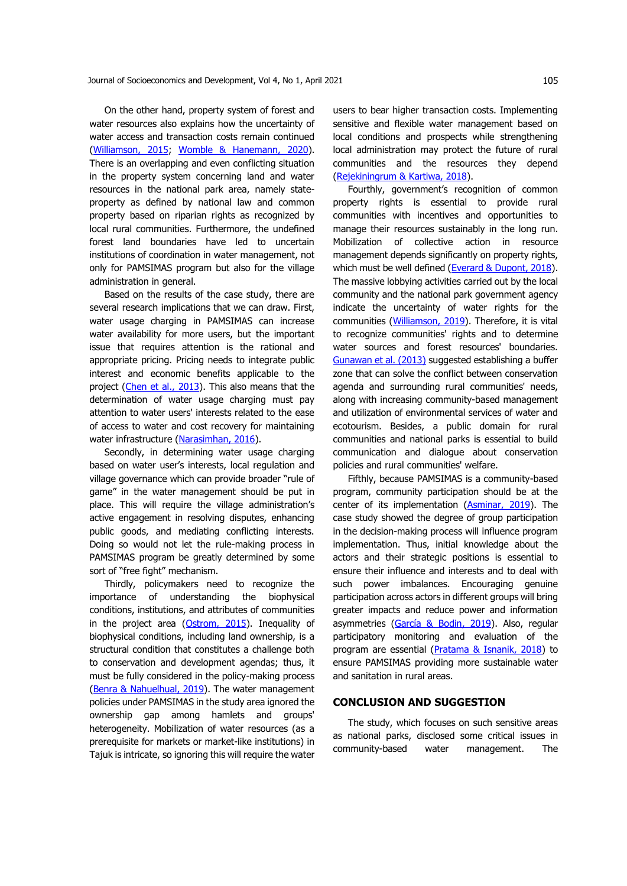On the other hand, property system of forest and water resources also explains how the uncertainty of water access and transaction costs remain continued (Williamson, 2015; Womble & Hanemann, 2020). There is an overlapping and even conflicting situation in the property system concerning land and water resources in the national park area, namely state-property as defined by national law and common property based on riparian rights as recognized by local rural communities. Furthermore, the undefined forest land boundaries have led to uncertain institutions of coordination in water management, not only for PAMSIMAS program but also for the village administration in general.

Based on the results of the case study, there are several research implications that we can draw. First, water usage charging in PAMSIMAS can increase water availability for more users, but the important issue that requires attention is the rational and appropriate pricing. Pricing needs to integrate public interest and economic benefits applicable to the project (Chen et al., 2013). This also means that the determination of water usage charging must pay attention to water users' interests related to the ease of access to water and cost recovery for maintaining water infrastructure (Narasimhan, 2016).

Secondly, in determining water usage charging based on water user's interests, local regulation and village governance which can provide broader "rule of game" in the water management should be put in place. This will require the village administration's active engagement in resolving disputes, enhancing public goods, and mediating conflicting interests. Doing so would not let the rule-making process in PAMSIMAS program be greatly determined by some sort of "free fight" mechanism.

Thirdly, policymakers need to recognize the importance of understanding the biophysical conditions, institutions, and attributes of communities in the project area (Ostrom, 2015). Inequality of biophysical conditions, including land ownership, is a structural condition that constitutes a challenge both to conservation and development agendas; thus, it must be fully considered in the policy-making process (Benra & Nahuelhual, 2019). The water management policies under PAMSIMAS in the study area ignored the ownership gap among hamlets and groups' heterogeneity. Mobilization of water resources (as a prerequisite for markets or market-like institutions) in Tajuk is intricate, so ignoring this will require the water users to bear higher transaction costs. Implementing sensitive and flexible water management based on local conditions and prospects while strengthening local administration may protect the future of rural communities and the resources they depend (Rejekiningrum & Kartiwa, 2018).

Fourthly, government's recognition of common property rights is essential to provide rural communities with incentives and opportunities to manage their resources sustainably in the long run. Mobilization of collective action in resource management depends significantly on property rights, which must be well defined (Everard & Dupont, 2018). The massive lobbying activities carried out by the local community and the national park government agency indicate the uncertainty of water rights for the communities (Williamson, 2019). Therefore, it is vital to recognize communities' rights and to determine water sources and forest resources' boundaries. Gunawan et al. (2013) suggested establishing a buffer zone that can solve the conflict between conservation agenda and surrounding rural communities' needs, along with increasing community-based management and utilization of environmental services of water and ecotourism. Besides, a public domain for rural communities and national parks is essential to build communication and dialogue about conservation policies and rural communities' welfare.

Fifthly, because PAMSIMAS is a community-based program, community participation should be at the center of its implementation (Asminar, 2019). The case study showed the degree of group participation in the decision-making process will influence program implementation. Thus, initial knowledge about the actors and their strategic positions is essential to ensure their influence and interests and to deal with such power imbalances. Encouraging genuine participation across actors in different groups will bring greater impacts and reduce power and information asymmetries (García & Bodin, 2019). Also, regular participatory monitoring and evaluation of the program are essential (Pratama & Isnanik, 2018) to ensure PAMSIMAS providing more sustainable water and sanitation in rural areas.

## CONCLUSION AND SUGGESTION

The study, which focuses on such sensitive areas as national parks, disclosed some critical issues in community-based water management. The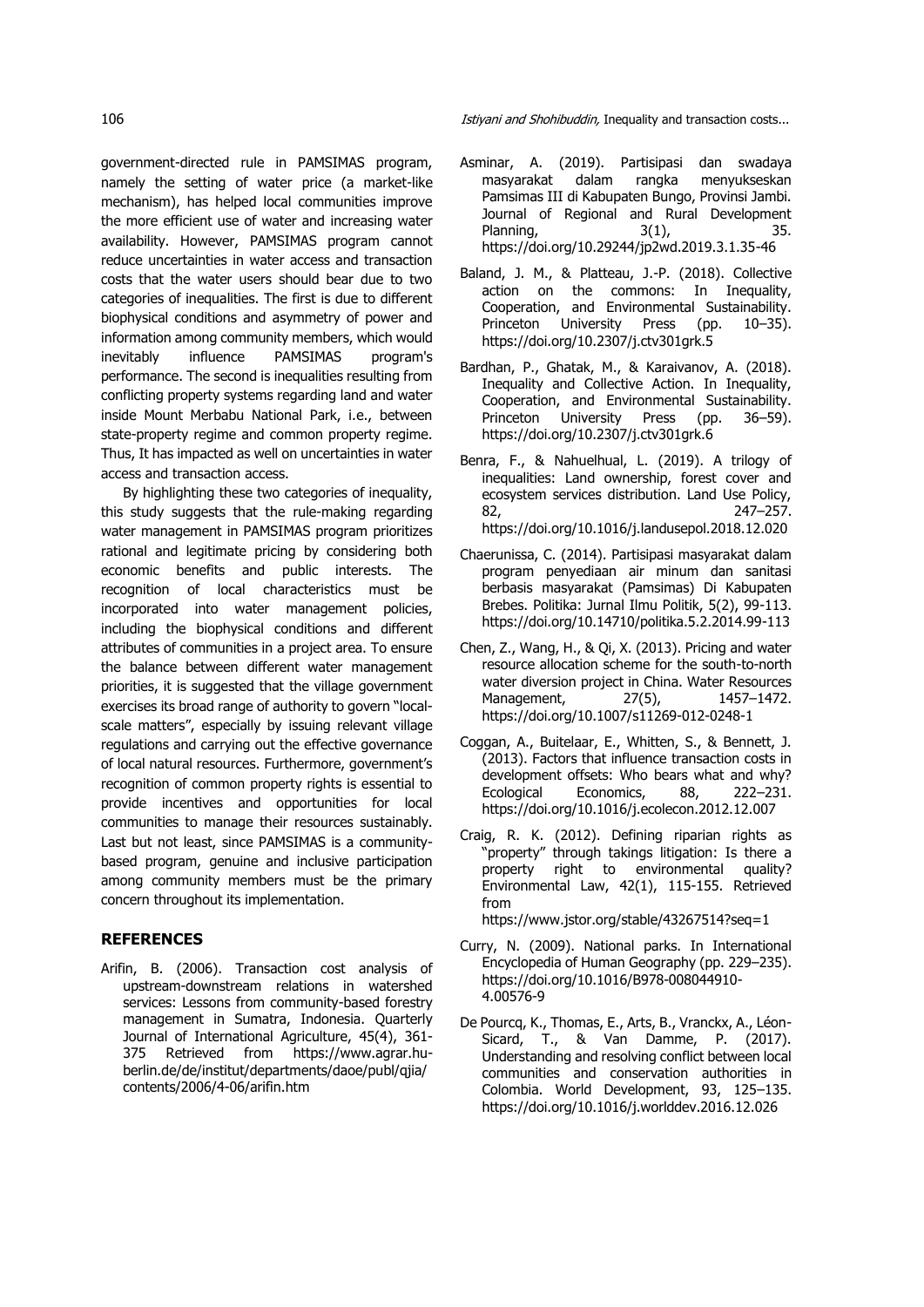government-directed rule in PAMSIMAS program, namely the setting of water price (a market-like mechanism), has helped local communities improve the more efficient use of water and increasing water availability. However, PAMSIMAS program cannot reduce uncertainties in water access and transaction costs that the water users should bear due to two categories of inequalities. The first is due to different biophysical conditions and asymmetry of power and information among community members, which would inevitably influence PAMSIMAS program's performance. The second is inequalities resulting from conflicting property systems regarding land and water inside Mount Merbabu National Park, i.e., between state-property regime and common property regime. Thus, It has impacted as well on uncertainties in water access and transaction access.

By highlighting these two categories of inequality, this study suggests that the rule-making regarding water management in PAMSIMAS program prioritizes rational and legitimate pricing by considering both economic benefits and public interests. The recognition of local characteristics must be incorporated into water management policies, including the biophysical conditions and different attributes of communities in a project area. To ensure the balance between different water management priorities, it is suggested that the village government exercises its broad range of authority to govern "local-scale matters", especially by issuing relevant village regulations and carrying out the effective governance of local natural resources. Furthermore, government's recognition of common property rights is essential to provide incentives and opportunities for local communities to manage their resources sustainably. Last but not least, since PAMSIMAS is a community-based program, genuine and inclusive participation among community members must be the primary concern throughout its implementation.

## REFERENCES

Arifin, B. (2006). Transaction cost analysis of upstream-downstream relations in watershed services: Lessons from community-based forestry management in Sumatra, Indonesia. Quarterly Journal of International Agriculture, 45(4), 361-375 Retrieved from https://www.agrar.hu-berlin.de/de/institut/departments/daoe/publ/qjia/contents/2006/4-06/arifin.htm

Asminar, A. (2019). Partisipasi dan swadaya masyarakat dalam rangka menyukseskan Pamsimas III di Kabupaten Bungo, Provinsi Jambi. Journal of Regional and Rural Development Planning, 3(1), 35. https://doi.org/10.29244/jp2wd.2019.3.1.35-46

Baland, J. M., & Platteau, J.-P. (2018). Collective action on the commons: In Inequality, Cooperation, and Environmental Sustainability. Princeton University Press (pp. 10–35). https://doi.org/10.2307/j.ctv301grk.5

Bardhan, P., Ghatak, M., & Karaivanov, A. (2018). Inequality and Collective Action. In Inequality, Cooperation, and Environmental Sustainability. Princeton University Press (pp. 36–59). https://doi.org/10.2307/j.ctv301grk.6

Benra, F., & Nahuelhual, L. (2019). A trilogy of inequalities: Land ownership, forest cover and ecosystem services distribution. Land Use Policy, 82, 247–257. https://doi.org/10.1016/j.landusepol.2018.12.020

Chaerunissa, C. (2014). Partisipasi masyarakat dalam program penyediaan air minum dan sanitasi berbasis masyarakat (Pamsimas) Di Kabupaten Brebes. Politika: Jurnal Ilmu Politik, 5(2), 99-113. https://doi.org/10.14710/politika.5.2.2014.99-113

Chen, Z., Wang, H., & Qi, X. (2013). Pricing and water resource allocation scheme for the south-to-north water diversion project in China. Water Resources Management, 27(5), 1457–1472. https://doi.org/10.1007/s11269-012-0248-1

Coggan, A., Buitelaar, E., Whitten, S., & Bennett, J. (2013). Factors that influence transaction costs in development offsets: Who bears what and why? Ecological Economics, 88, 222–231. https://doi.org/10.1016/j.ecolecon.2012.12.007

Craig, R. K. (2012). Defining riparian rights as "property" through takings litigation: Is there a property right to environmental quality? Environmental Law, 42(1), 115-155. Retrieved from https://www.jstor.org/stable/43267514?seq=1

Curry, N. (2009). National parks. In International Encyclopedia of Human Geography (pp. 229–235). https://doi.org/10.1016/B978-008044910-4.00576-9

De Pourcq, K., Thomas, E., Arts, B., Vranckx, A., Léon-Sicard, T., & Van Damme, P. (2017). Understanding and resolving conflict between local communities and conservation authorities in Colombia. World Development, 93, 125–135. https://doi.org/10.1016/j.worlddev.2016.12.026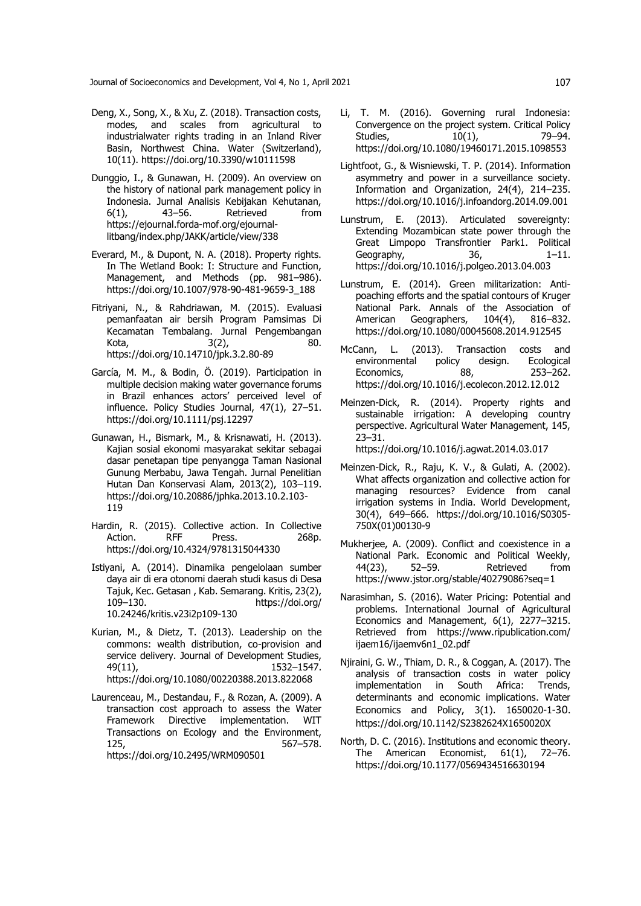Deng, X., Song, X., & Xu, Z. (2018). Transaction costs, modes, and scales from agricultural to industrialwater rights trading in an Inland River Basin, Northwest China. Water (Switzerland), 10(11). https://doi.org/10.3390/w10111598

Dunggio, I., & Gunawan, H. (2009). An overview on the history of national park management policy in Indonesia. Jurnal Analisis Kebijakan Kehutanan, 6(1), 43–56. Retrieved from https://ejournal.forda-mof.org/ejournal-litbang/index.php/JAKK/article/view/338

Everard, M., & Dupont, N. A. (2018). Property rights. In The Wetland Book: I: Structure and Function, Management, and Methods (pp. 981–986). https://doi.org/10.1007/978-90-481-9659-3_188

Fitriyani, N., & Rahdriawan, M. (2015). Evaluasi pemanfaatan air bersih Program Pamsimas Di Kecamatan Tembalang. Jurnal Pengembangan Kota, 3(2), 80. https://doi.org/10.14710/jpk.3.2.80-89

García, M. M., & Bodin, Ö. (2019). Participation in multiple decision making water governance forums in Brazil enhances actors' perceived level of influence. Policy Studies Journal, 47(1), 27–51. https://doi.org/10.1111/psj.12297

Gunawan, H., Bismark, M., & Krisnawati, H. (2013). Kajian sosial ekonomi masyarakat sekitar sebagai dasar penetapan tipe penyangga Taman Nasional Gunung Merbabu, Jawa Tengah. Jurnal Penelitian Hutan Dan Konservasi Alam, 2013(2), 103–119. https://doi.org/10.20886/jphka.2013.10.2.103-119

Hardin, R. (2015). Collective action. In Collective Action. RFF Press. 268p. https://doi.org/10.4324/9781315044330

Istiyani, A. (2014). Dinamika pengelolaan sumber daya air di era otonomi daerah studi kasus di Desa Tajuk, Kec. Getasan , Kab. Semarang. Kritis, 23(2), 109–130. https://doi.org/10.24246/kritis.v23i2p109-130

Kurian, M., & Dietz, T. (2013). Leadership on the commons: wealth distribution, co-provision and service delivery. Journal of Development Studies, 49(11), 1532–1547. https://doi.org/10.1080/00220388.2013.822068

Laurenceau, M., Destandau, F., & Rozan, A. (2009). A transaction cost approach to assess the Water Framework Directive implementation. WIT Transactions on Ecology and the Environment, 125, 567–578. https://doi.org/10.2495/WRM090501

Li, T. M. (2016). Governing rural Indonesia: Convergence on the project system. Critical Policy Studies, 10(1), 79–94. https://doi.org/10.1080/19460171.2015.1098553

Lightfoot, G., & Wisniewski, T. P. (2014). Information asymmetry and power in a surveillance society. Information and Organization, 24(4), 214–235. https://doi.org/10.1016/j.infoandorg.2014.09.001

Lunstrum, E. (2013). Articulated sovereignty: Extending Mozambican state power through the Great Limpopo Transfrontier Park1. Political Geography, 36, 1–11. https://doi.org/10.1016/j.polgeo.2013.04.003

Lunstrum, E. (2014). Green militarization: Anti-poaching efforts and the spatial contours of Kruger National Park. Annals of the Association of American Geographers, 104(4), 816–832. https://doi.org/10.1080/00045608.2014.912545

McCann, L. (2013). Transaction costs and environmental policy design. Ecological Economics, 88, 253–262. https://doi.org/10.1016/j.ecolecon.2012.12.012

Meinzen-Dick, R. (2014). Property rights and sustainable irrigation: A developing country perspective. Agricultural Water Management, 145, 23–31. https://doi.org/10.1016/j.agwat.2014.03.017

Meinzen-Dick, R., Raju, K. V., & Gulati, A. (2002). What affects organization and collective action for managing resources? Evidence from canal irrigation systems in India. World Development, 30(4), 649–666. https://doi.org/10.1016/S0305-750X(01)00130-9

Mukherjee, A. (2009). Conflict and coexistence in a National Park. Economic and Political Weekly, 44(23), 52–59. Retrieved from https://www.jstor.org/stable/40279086?seq=1

Narasimhan, S. (2016). Water Pricing: Potential and problems. International Journal of Agricultural Economics and Management, 6(1), 2277–3215. Retrieved from https://www.ripublication.com/ijaem16/ijaemv6n1_02.pdf

Njiraini, G. W., Thiam, D. R., & Coggan, A. (2017). The analysis of transaction costs in water policy implementation in South Africa: Trends, determinants and economic implications. Water Economics and Policy, 3(1). 1650020-1-30. https://doi.org/10.1142/S2382624X1650020X

North, D. C. (2016). Institutions and economic theory. The American Economist, 61(1), 72–76. https://doi.org/10.1177/0569434516630194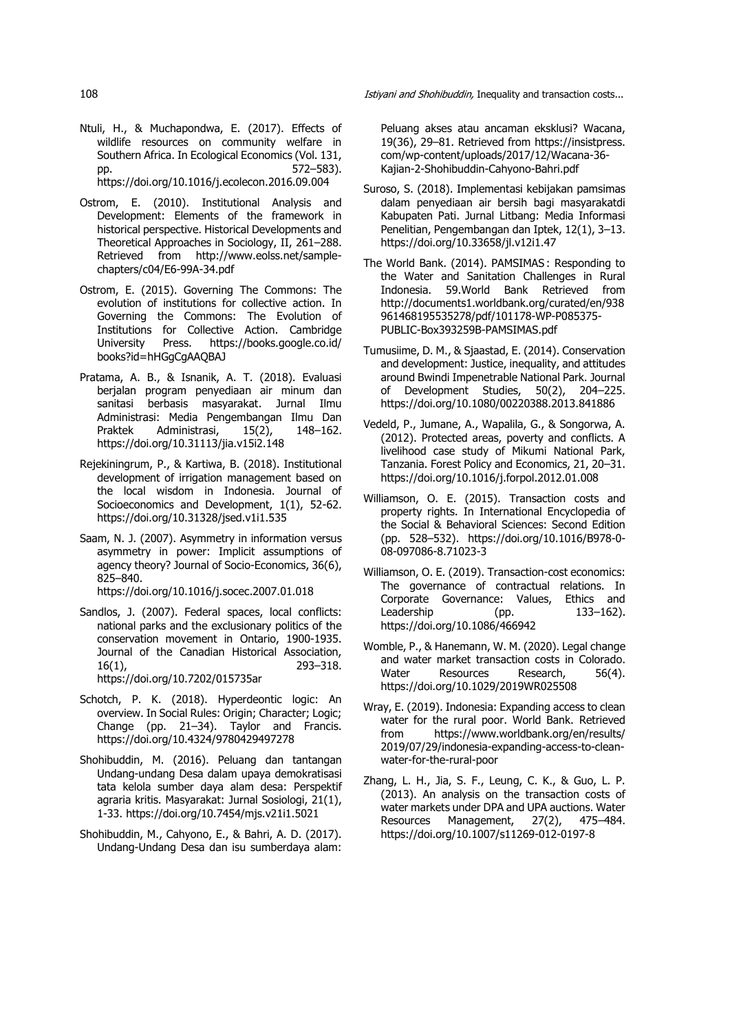Ntuli, H., & Muchapondwa, E. (2017). Effects of wildlife resources on community welfare in Southern Africa. In Ecological Economics (Vol. 131, pp. 572–583). https://doi.org/10.1016/j.ecolecon.2016.09.004

Ostrom, E. (2010). Institutional Analysis and Development: Elements of the framework in historical perspective. Historical Developments and Theoretical Approaches in Sociology, II, 261–288. Retrieved from http://www.eolss.net/sample-chapters/c04/E6-99A-34.pdf

Ostrom, E. (2015). Governing The Commons: The evolution of institutions for collective action. In Governing the Commons: The Evolution of Institutions for Collective Action. Cambridge University Press. https://books.google.co.id/books?id=hHGgCgAAQBAJ

Pratama, A. B., & Isnanik, A. T. (2018). Evaluasi berjalan program penyediaan air minum dan sanitasi berbasis masyarakat. Jurnal Ilmu Administrasi: Media Pengembangan Ilmu Dan Praktek Administrasi, 15(2), 148–162. https://doi.org/10.31113/jia.v15i2.148

Rejekiningrum, P., & Kartiwa, B. (2018). Institutional development of irrigation management based on the local wisdom in Indonesia. Journal of Socioeconomics and Development, 1(1), 52-62. https://doi.org/10.31328/jsed.v1i1.535

Saam, N. J. (2007). Asymmetry in information versus asymmetry in power: Implicit assumptions of agency theory? Journal of Socio-Economics, 36(6), 825–840. https://doi.org/10.1016/j.socec.2007.01.018

Sandlos, J. (2007). Federal spaces, local conflicts: national parks and the exclusionary politics of the conservation movement in Ontario, 1900-1935. Journal of the Canadian Historical Association, 16(1), 293–318. https://doi.org/10.7202/015735ar

Schotch, P. K. (2018). Hyperdeontic logic: An overview. In Social Rules: Origin; Character; Logic; Change (pp. 21–34). Taylor and Francis. https://doi.org/10.4324/9780429497278

Shohibuddin, M. (2016). Peluang dan tantangan Undang-undang Desa dalam upaya demokratisasi tata kelola sumber daya alam desa: Perspektif agraria kritis. Masyarakat: Jurnal Sosiologi, 21(1), 1-33. https://doi.org/10.7454/mjs.v21i1.5021

Shohibuddin, M., Cahyono, E., & Bahri, A. D. (2017). Undang-Undang Desa dan isu sumberdaya alam: Peluang akses atau ancaman eksklusi? Wacana, 19(36), 29–81. Retrieved from https://insistpress.com/wp-content/uploads/2017/12/Wacana-36-Kajian-2-Shohibuddin-Cahyono-Bahri.pdf

Suroso, S. (2018). Implementasi kebijakan pamsimas dalam penyediaan air bersih bagi masyarakatdi Kabupaten Pati. Jurnal Litbang: Media Informasi Penelitian, Pengembangan dan Iptek, 12(1), 3–13. https://doi.org/10.33658/jl.v12i1.47

The World Bank. (2014). PAMSIMAS : Responding to the Water and Sanitation Challenges in Rural Indonesia. 59.World Bank Retrieved from http://documents1.worldbank.org/curated/en/938961468195535278/pdf/101178-WP-P085375-PUBLIC-Box393259B-PAMSIMAS.pdf

Tumusiime, D. M., & Sjaastad, E. (2014). Conservation and development: Justice, inequality, and attitudes around Bwindi Impenetrable National Park. Journal of Development Studies, 50(2), 204–225. https://doi.org/10.1080/00220388.2013.841886

Vedeld, P., Jumane, A., Wapalila, G., & Songorwa, A. (2012). Protected areas, poverty and conflicts. A livelihood case study of Mikumi National Park, Tanzania. Forest Policy and Economics, 21, 20–31. https://doi.org/10.1016/j.forpol.2012.01.008

Williamson, O. E. (2015). Transaction costs and property rights. In International Encyclopedia of the Social & Behavioral Sciences: Second Edition (pp. 528–532). https://doi.org/10.1016/B978-0-08-097086-8.71023-3

Williamson, O. E. (2019). Transaction-cost economics: The governance of contractual relations. In Corporate Governance: Values, Ethics and Leadership (pp. 133–162). https://doi.org/10.1086/466942

Womble, P., & Hanemann, W. M. (2020). Legal change and water market transaction costs in Colorado. Water Resources Research, 56(4). https://doi.org/10.1029/2019WR025508

Wray, E. (2019). Indonesia: Expanding access to clean water for the rural poor. World Bank. Retrieved from https://www.worldbank.org/en/results/2019/07/29/indonesia-expanding-access-to-clean-water-for-the-rural-poor

Zhang, L. H., Jia, S. F., Leung, C. K., & Guo, L. P. (2013). An analysis on the transaction costs of water markets under DPA and UPA auctions. Water Resources Management, 27(2), 475–484. https://doi.org/10.1007/s11269-012-0197-8